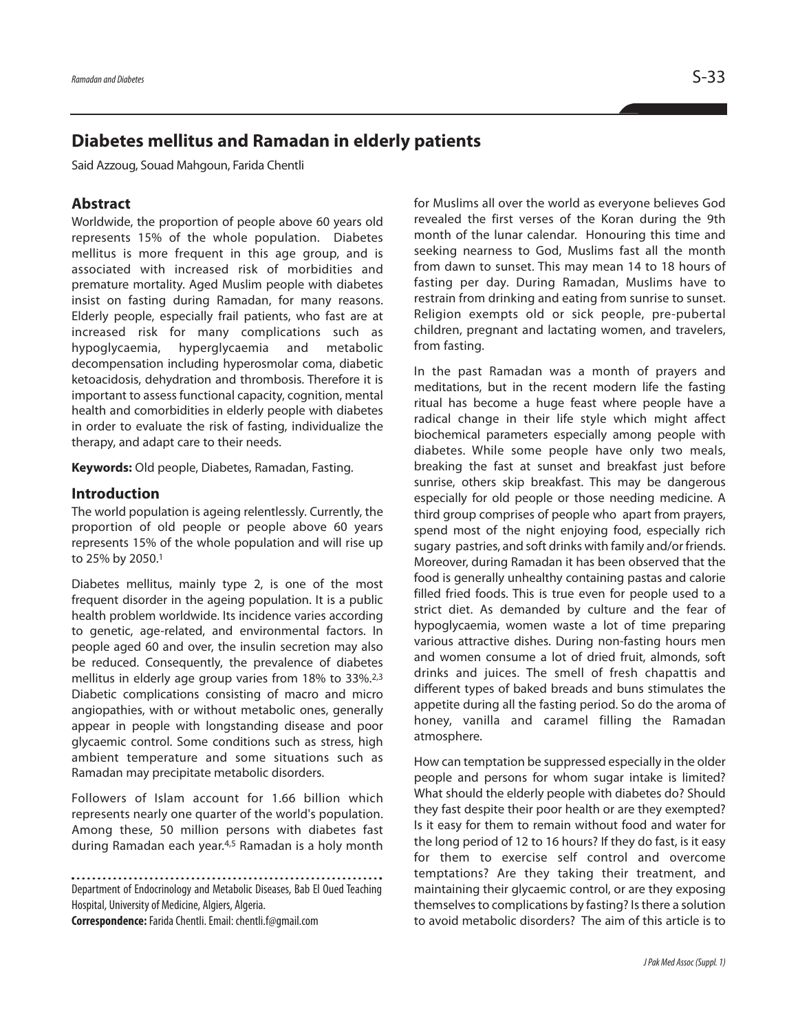# Diabetes mellitus and Ramadan in elderly patients

Said Azzoug, Souad Mahgoun, Farida Chentli

## Abstract

Worldwide, the proportion of people above 60 years old represents 15% of the whole population. Diabetes mellitus is more frequent in this age group, and is associated with increased risk of morbidities and premature mortality. Aged Muslim people with diabetes insist on fasting during Ramadan, for many reasons. Elderly people, especially frail patients, who fast are at increased risk for many complications such as hypoglycaemia, hyperglycaemia and metabolic decompensation including hyperosmolar coma, diabetic ketoacidosis, dehydration and thrombosis. Therefore it is important to assess functional capacity, cognition, mental health and comorbidities in elderly people with diabetes in order to evaluate the risk of fasting, individualize the therapy, and adapt care to their needs.

**Keywords:** Old people, Diabetes, Ramadan, Fasting.

## Introduction

The world population is ageing relentlessly. Currently, the proportion of old people or people above 60 years represents 15% of the whole population and will rise up to 25% by 2050.[1]

Diabetes mellitus, mainly type 2, is one of the most frequent disorder in the ageing population. It is a public health problem worldwide. Its incidence varies according to genetic, age-related, and environmental factors. In people aged 60 and over, the insulin secretion may also be reduced. Consequently, the prevalence of diabetes mellitus in elderly age group varies from 18% to 33%.[2,3] Diabetic complications consisting of macro and micro angiopathies, with or without metabolic ones, generally appear in people with longstanding disease and poor glycaemic control. Some conditions such as stress, high ambient temperature and some situations such as Ramadan may precipitate metabolic disorders.

Followers of Islam account for 1.66 billion which represents nearly one quarter of the world's population. Among these, 50 million persons with diabetes fast during Ramadan each year.[4,5] Ramadan is a holy month for Muslims all over the world as everyone believes God revealed the first verses of the Koran during the 9th month of the lunar calendar. Honouring this time and seeking nearness to God, Muslims fast all the month from dawn to sunset. This may mean 14 to 18 hours of fasting per day. During Ramadan, Muslims have to restrain from drinking and eating from sunrise to sunset. Religion exempts old or sick people, pre-pubertal children, pregnant and lactating women, and travelers, from fasting.

In the past Ramadan was a month of prayers and meditations, but in the recent modern life the fasting ritual has become a huge feast where people have a radical change in their life style which might affect biochemical parameters especially among people with diabetes. While some people have only two meals, breaking the fast at sunset and breakfast just before sunrise, others skip breakfast. This may be dangerous especially for old people or those needing medicine. A third group comprises of people who apart from prayers, spend most of the night enjoying food, especially rich sugary pastries, and soft drinks with family and/or friends. Moreover, during Ramadan it has been observed that the food is generally unhealthy containing pastas and calorie filled fried foods. This is true even for people used to a strict diet. As demanded by culture and the fear of hypoglycaemia, women waste a lot of time preparing various attractive dishes. During non-fasting hours men and women consume a lot of dried fruit, almonds, soft drinks and juices. The smell of fresh chapattis and different types of baked breads and buns stimulates the appetite during all the fasting period. So do the aroma of honey, vanilla and caramel filling the Ramadan atmosphere.

How can temptation be suppressed especially in the older people and persons for whom sugar intake is limited? What should the elderly people with diabetes do? Should they fast despite their poor health or are they exempted? Is it easy for them to remain without food and water for the long period of 12 to 16 hours? If they do fast, is it easy for them to exercise self control and overcome temptations? Are they taking their treatment, and maintaining their glycaemic control, or are they exposing themselves to complications by fasting? Is there a solution to avoid metabolic disorders? The aim of this article is to

Department of Endocrinology and Metabolic Diseases, Bab El Oued Teaching Hospital, University of Medicine, Algiers, Algeria.

**Correspondence:** Farida Chentli. Email: chentli.f@gmail.com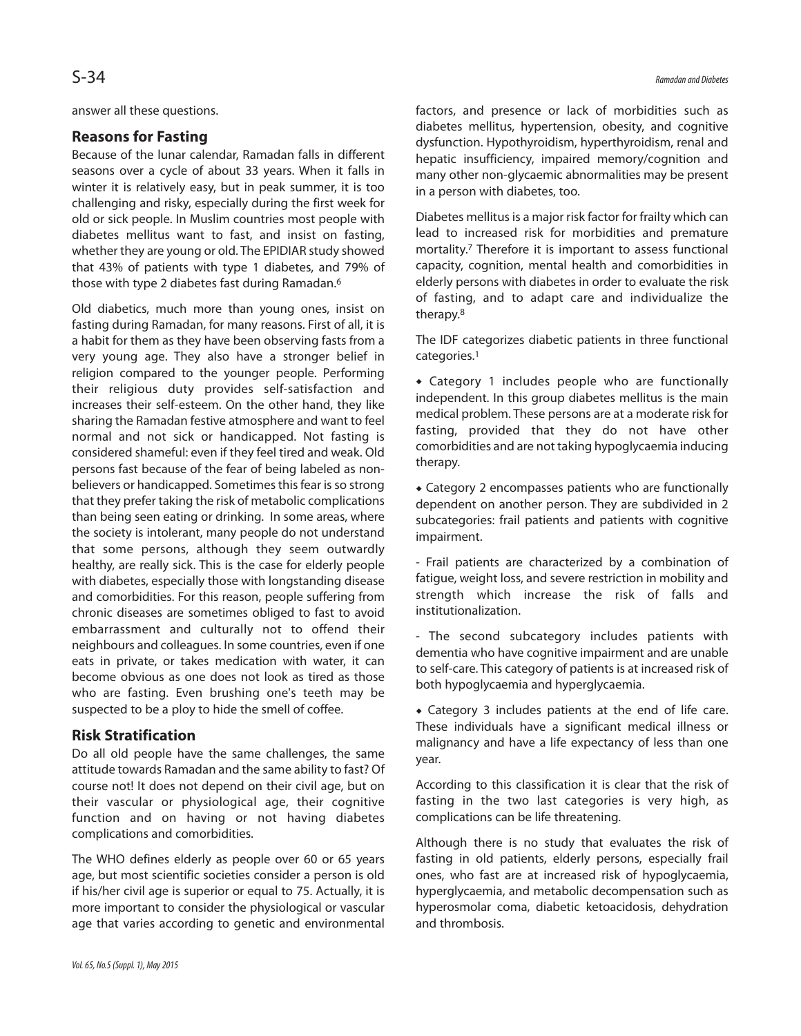answer all these questions.

## Reasons for Fasting

Because of the lunar calendar, Ramadan falls in different seasons over a cycle of about 33 years. When it falls in winter it is relatively easy, but in peak summer, it is too challenging and risky, especially during the first week for old or sick people. In Muslim countries most people with diabetes mellitus want to fast, and insist on fasting, whether they are young or old. The EPIDIAR study showed that 43% of patients with type 1 diabetes, and 79% of those with type 2 diabetes fast during Ramadan.[6]

Old diabetics, much more than young ones, insist on fasting during Ramadan, for many reasons. First of all, it is a habit for them as they have been observing fasts from a very young age. They also have a stronger belief in religion compared to the younger people. Performing their religious duty provides self-satisfaction and increases their self-esteem. On the other hand, they like sharing the Ramadan festive atmosphere and want to feel normal and not sick or handicapped. Not fasting is considered shameful: even if they feel tired and weak. Old persons fast because of the fear of being labeled as non-believers or handicapped. Sometimes this fear is so strong that they prefer taking the risk of metabolic complications than being seen eating or drinking. In some areas, where the society is intolerant, many people do not understand that some persons, although they seem outwardly healthy, are really sick. This is the case for elderly people with diabetes, especially those with longstanding disease and comorbidities. For this reason, people suffering from chronic diseases are sometimes obliged to fast to avoid embarrassment and culturally not to offend their neighbours and colleagues. In some countries, even if one eats in private, or takes medication with water, it can become obvious as one does not look as tired as those who are fasting. Even brushing one's teeth may be suspected to be a ploy to hide the smell of coffee.

## Risk Stratification

Do all old people have the same challenges, the same attitude towards Ramadan and the same ability to fast? Of course not! It does not depend on their civil age, but on their vascular or physiological age, their cognitive function and on having or not having diabetes complications and comorbidities.

The WHO defines elderly as people over 60 or 65 years age, but most scientific societies consider a person is old if his/her civil age is superior or equal to 75. Actually, it is more important to consider the physiological or vascular age that varies according to genetic and environmental factors, and presence or lack of morbidities such as diabetes mellitus, hypertension, obesity, and cognitive dysfunction. Hypothyroidism, hyperthyroidism, renal and hepatic insufficiency, impaired memory/cognition and many other non-glycaemic abnormalities may be present in a person with diabetes, too.

Diabetes mellitus is a major risk factor for frailty which can lead to increased risk for morbidities and premature mortality.[7] Therefore it is important to assess functional capacity, cognition, mental health and comorbidities in elderly persons with diabetes in order to evaluate the risk of fasting, and to adapt care and individualize the therapy.[8]

The IDF categorizes diabetic patients in three functional categories.[1]

- Category 1 includes people who are functionally independent. In this group diabetes mellitus is the main medical problem. These persons are at a moderate risk for fasting, provided that they do not have other comorbidities and are not taking hypoglycaemia inducing therapy.

- Category 2 encompasses patients who are functionally dependent on another person. They are subdivided in 2 subcategories: frail patients and patients with cognitive impairment.

  - Frail patients are characterized by a combination of fatigue, weight loss, and severe restriction in mobility and strength which increase the risk of falls and institutionalization.

  - The second subcategory includes patients with dementia who have cognitive impairment and are unable to self-care. This category of patients is at increased risk of both hypoglycaemia and hyperglycaemia.

- Category 3 includes patients at the end of life care. These individuals have a significant medical illness or malignancy and have a life expectancy of less than one year.

According to this classification it is clear that the risk of fasting in the two last categories is very high, as complications can be life threatening.

Although there is no study that evaluates the risk of fasting in old patients, elderly persons, especially frail ones, who fast are at increased risk of hypoglycaemia, hyperglycaemia, and metabolic decompensation such as hyperosmolar coma, diabetic ketoacidosis, dehydration and thrombosis.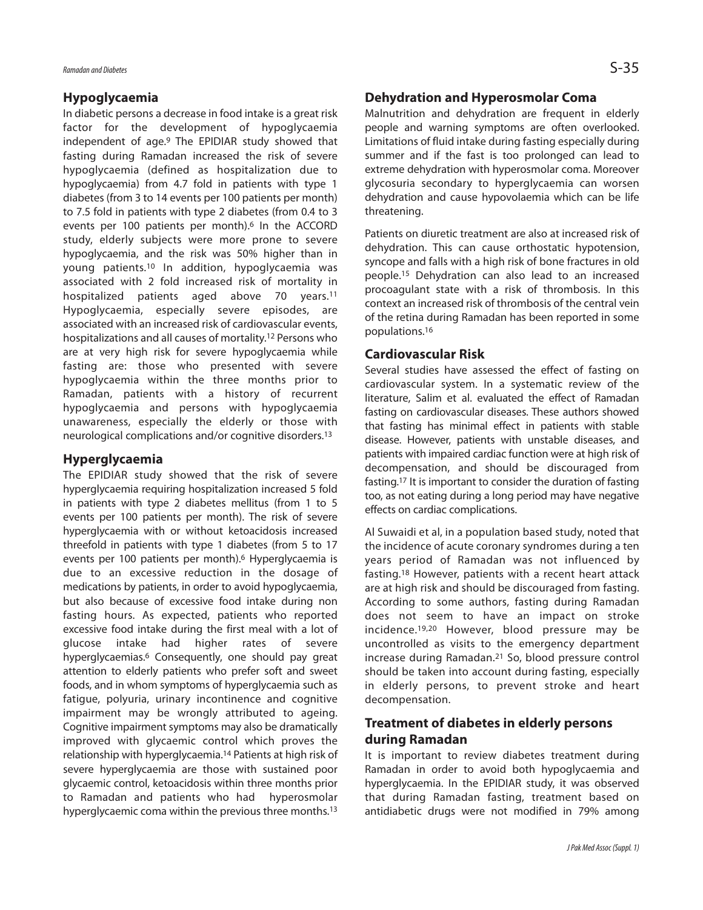## Hypoglycaemia

In diabetic persons a decrease in food intake is a great risk factor for the development of hypoglycaemia independent of age.[9] The EPIDIAR study showed that fasting during Ramadan increased the risk of severe hypoglycaemia (defined as hospitalization due to hypoglycaemia) from 4.7 fold in patients with type 1 diabetes (from 3 to 14 events per 100 patients per month) to 7.5 fold in patients with type 2 diabetes (from 0.4 to 3 events per 100 patients per month).[6] In the ACCORD study, elderly subjects were more prone to severe hypoglycaemia, and the risk was 50% higher than in young patients.[10] In addition, hypoglycaemia was associated with 2 fold increased risk of mortality in hospitalized patients aged above 70 years.[11] Hypoglycaemia, especially severe episodes, are associated with an increased risk of cardiovascular events, hospitalizations and all causes of mortality.[12] Persons who are at very high risk for severe hypoglycaemia while fasting are: those who presented with severe hypoglycaemia within the three months prior to Ramadan, patients with a history of recurrent hypoglycaemia and persons with hypoglycaemia unawareness, especially the elderly or those with neurological complications and/or cognitive disorders.[13]

## Hyperglycaemia

The EPIDIAR study showed that the risk of severe hyperglycaemia requiring hospitalization increased 5 fold in patients with type 2 diabetes mellitus (from 1 to 5 events per 100 patients per month). The risk of severe hyperglycaemia with or without ketoacidosis increased threefold in patients with type 1 diabetes (from 5 to 17 events per 100 patients per month).[6] Hyperglycaemia is due to an excessive reduction in the dosage of medications by patients, in order to avoid hypoglycaemia, but also because of excessive food intake during non fasting hours. As expected, patients who reported excessive food intake during the first meal with a lot of glucose intake had higher rates of severe hyperglycaemias.[6] Consequently, one should pay great attention to elderly patients who prefer soft and sweet foods, and in whom symptoms of hyperglycaemia such as fatigue, polyuria, urinary incontinence and cognitive impairment may be wrongly attributed to ageing. Cognitive impairment symptoms may also be dramatically improved with glycaemic control which proves the relationship with hyperglycaemia.[14] Patients at high risk of severe hyperglycaemia are those with sustained poor glycaemic control, ketoacidosis within three months prior to Ramadan and patients who had hyperosmolar hyperglycaemic coma within the previous three months.[13]

## Dehydration and Hyperosmolar Coma

Malnutrition and dehydration are frequent in elderly people and warning symptoms are often overlooked. Limitations of fluid intake during fasting especially during summer and if the fast is too prolonged can lead to extreme dehydration with hyperosmolar coma. Moreover glycosuria secondary to hyperglycaemia can worsen dehydration and cause hypovolaemia which can be life threatening.

Patients on diuretic treatment are also at increased risk of dehydration. This can cause orthostatic hypotension, syncope and falls with a high risk of bone fractures in old people.[15] Dehydration can also lead to an increased procoagulant state with a risk of thrombosis. In this context an increased risk of thrombosis of the central vein of the retina during Ramadan has been reported in some populations.[16]

## Cardiovascular Risk

Several studies have assessed the effect of fasting on cardiovascular system. In a systematic review of the literature, Salim et al. evaluated the effect of Ramadan fasting on cardiovascular diseases. These authors showed that fasting has minimal effect in patients with stable disease. However, patients with unstable diseases, and patients with impaired cardiac function were at high risk of decompensation, and should be discouraged from fasting.[17] It is important to consider the duration of fasting too, as not eating during a long period may have negative effects on cardiac complications.

Al Suwaidi et al, in a population based study, noted that the incidence of acute coronary syndromes during a ten years period of Ramadan was not influenced by fasting.[18] However, patients with a recent heart attack are at high risk and should be discouraged from fasting. According to some authors, fasting during Ramadan does not seem to have an impact on stroke incidence.[19,20] However, blood pressure may be uncontrolled as visits to the emergency department increase during Ramadan.[21] So, blood pressure control should be taken into account during fasting, especially in elderly persons, to prevent stroke and heart decompensation.

## Treatment of diabetes in elderly persons during Ramadan

It is important to review diabetes treatment during Ramadan in order to avoid both hypoglycaemia and hyperglycaemia. In the EPIDIAR study, it was observed that during Ramadan fasting, treatment based on antidiabetic drugs were not modified in 79% among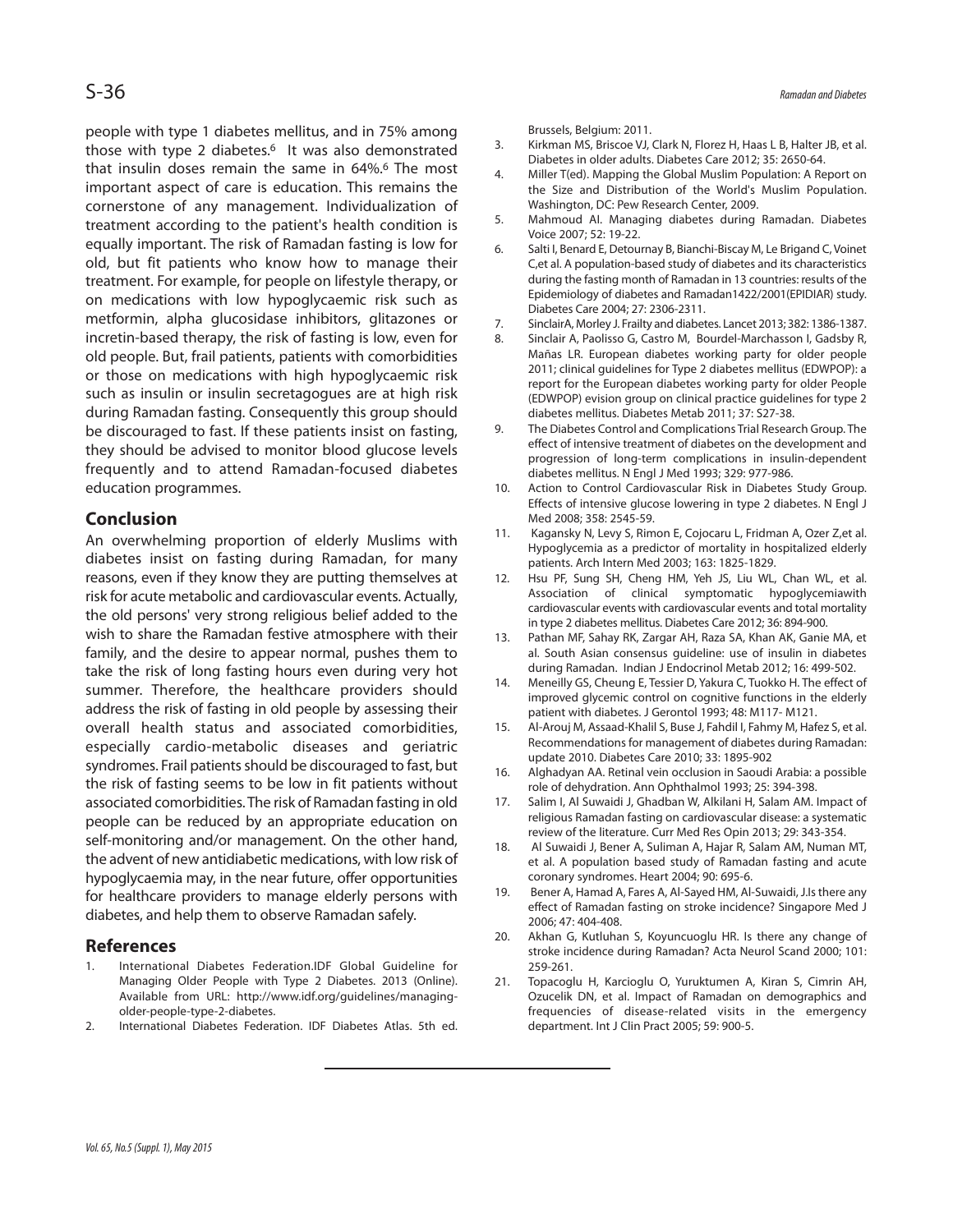people with type 1 diabetes mellitus, and in 75% among those with type 2 diabetes.[6] It was also demonstrated that insulin doses remain the same in 64%.[6] The most important aspect of care is education. This remains the cornerstone of any management. Individualization of treatment according to the patient's health condition is equally important. The risk of Ramadan fasting is low for old, but fit patients who know how to manage their treatment. For example, for people on lifestyle therapy, or on medications with low hypoglycaemic risk such as metformin, alpha glucosidase inhibitors, glitazones or incretin-based therapy, the risk of fasting is low, even for old people. But, frail patients, patients with comorbidities or those on medications with high hypoglycaemic risk such as insulin or insulin secretagogues are at high risk during Ramadan fasting. Consequently this group should be discouraged to fast. If these patients insist on fasting, they should be advised to monitor blood glucose levels frequently and to attend Ramadan-focused diabetes education programmes.

## Conclusion

An overwhelming proportion of elderly Muslims with diabetes insist on fasting during Ramadan, for many reasons, even if they know they are putting themselves at risk for acute metabolic and cardiovascular events. Actually, the old persons' very strong religious belief added to the wish to share the Ramadan festive atmosphere with their family, and the desire to appear normal, pushes them to take the risk of long fasting hours even during very hot summer. Therefore, the healthcare providers should address the risk of fasting in old people by assessing their overall health status and associated comorbidities, especially cardio-metabolic diseases and geriatric syndromes. Frail patients should be discouraged to fast, but the risk of fasting seems to be low in fit patients without associated comorbidities. The risk of Ramadan fasting in old people can be reduced by an appropriate education on self-monitoring and/or management. On the other hand, the advent of new antidiabetic medications, with low risk of hypoglycaemia may, in the near future, offer opportunities for healthcare providers to manage elderly persons with diabetes, and help them to observe Ramadan safely.

## References

1. International Diabetes Federation.IDF Global Guideline for Managing Older People with Type 2 Diabetes. 2013 (Online). Available from URL: http://www.idf.org/guidelines/managing-older-people-type-2-diabetes.
2. International Diabetes Federation. IDF Diabetes Atlas. 5th ed. Brussels, Belgium: 2011.
3. Kirkman MS, Briscoe VJ, Clark N, Florez H, Haas L B, Halter JB, et al. Diabetes in older adults. Diabetes Care 2012; 35: 2650-64.
4. Miller T(ed). Mapping the Global Muslim Population: A Report on the Size and Distribution of the World's Muslim Population. Washington, DC: Pew Research Center, 2009.
5. Mahmoud AI. Managing diabetes during Ramadan. Diabetes Voice 2007; 52: 19-22.
6. Salti I, Benard E, Detournay B, Bianchi-Biscay M, Le Brigand C, Voinet C,et al. A population-based study of diabetes and its characteristics during the fasting month of Ramadan in 13 countries: results of the Epidemiology of diabetes and Ramadan1422/2001(EPIDIAR) study. Diabetes Care 2004; 27: 2306-2311.
7. SinclairA, Morley J. Frailty and diabetes. Lancet 2013; 382: 1386-1387.
8. Sinclair A, Paolisso G, Castro M, Bourdel-Marchasson I, Gadsby R, Mañas LR. European diabetes working party for older people 2011; clinical guidelines for Type 2 diabetes mellitus (EDWPOP): a report for the European diabetes working party for older People (EDWPOP) evision group on clinical practice guidelines for type 2 diabetes mellitus. Diabetes Metab 2011; 37: S27-38.
9. The Diabetes Control and Complications Trial Research Group. The effect of intensive treatment of diabetes on the development and progression of long-term complications in insulin-dependent diabetes mellitus. N Engl J Med 1993; 329: 977-986.
10. Action to Control Cardiovascular Risk in Diabetes Study Group. Effects of intensive glucose lowering in type 2 diabetes. N Engl J Med 2008; 358: 2545-59.
11. Kagansky N, Levy S, Rimon E, Cojocaru L, Fridman A, Ozer Z,et al. Hypoglycemia as a predictor of mortality in hospitalized elderly patients. Arch Intern Med 2003; 163: 1825-1829.
12. Hsu PF, Sung SH, Cheng HM, Yeh JS, Liu WL, Chan WL, et al. Association of clinical symptomatic hypoglycemiawith cardiovascular events with cardiovascular events and total mortality in type 2 diabetes mellitus. Diabetes Care 2012; 36: 894-900.
13. Pathan MF, Sahay RK, Zargar AH, Raza SA, Khan AK, Ganie MA, et al. South Asian consensus guideline: use of insulin in diabetes during Ramadan. Indian J Endocrinol Metab 2012; 16: 499-502.
14. Meneilly GS, Cheung E, Tessier D, Yakura C, Tuokko H. The effect of improved glycemic control on cognitive functions in the elderly patient with diabetes. J Gerontol 1993; 48: M117- M121.
15. Al-Arouj M, Assaad-Khalil S, Buse J, Fahdil I, Fahmy M, Hafez S, et al. Recommendations for management of diabetes during Ramadan: update 2010. Diabetes Care 2010; 33: 1895-902
16. Alghadyan AA. Retinal vein occlusion in Saoudi Arabia: a possible role of dehydration. Ann Ophthalmol 1993; 25: 394-398.
17. Salim I, Al Suwaidi J, Ghadban W, Alkilani H, Salam AM. Impact of religious Ramadan fasting on cardiovascular disease: a systematic review of the literature. Curr Med Res Opin 2013; 29: 343-354.
18. Al Suwaidi J, Bener A, Suliman A, Hajar R, Salam AM, Numan MT, et al. A population based study of Ramadan fasting and acute coronary syndromes. Heart 2004; 90: 695-6.
19. Bener A, Hamad A, Fares A, Al-Sayed HM, Al-Suwaidi, J.Is there any effect of Ramadan fasting on stroke incidence? Singapore Med J 2006; 47: 404-408.
20. Akhan G, Kutluhan S, Koyuncuoglu HR. Is there any change of stroke incidence during Ramadan? Acta Neurol Scand 2000; 101: 259-261.
21. Topacoglu H, Karcioglu O, Yuruktumen A, Kiran S, Cimrin AH, Ozucelik DN, et al. Impact of Ramadan on demographics and frequencies of disease-related visits in the emergency department. Int J Clin Pract 2005; 59: 900-5.